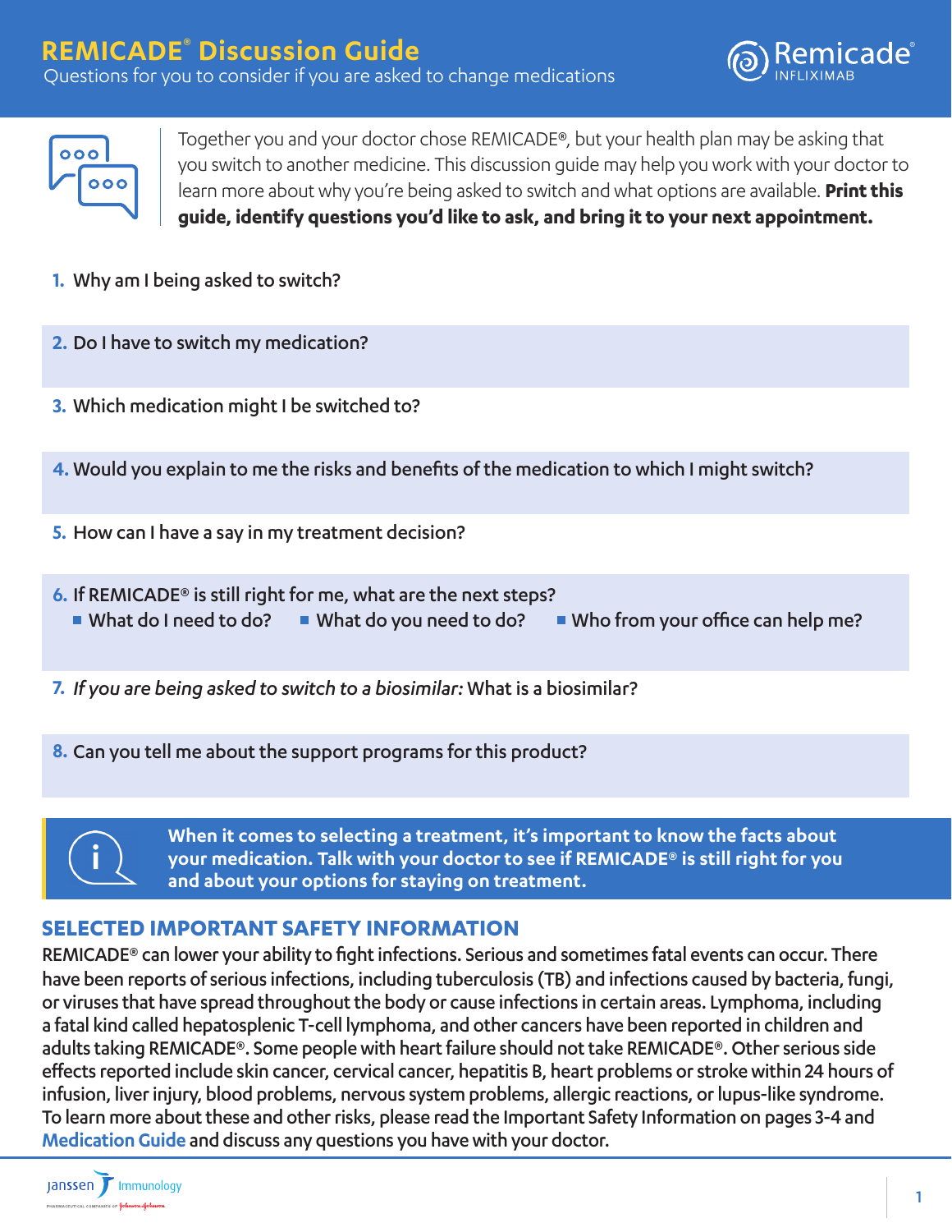# REMICADE® Discussion Guide

Questions for you to consider if you are asked to change medications

Remicade® INFLIXIMAB

Together you and your doctor chose REMICADE®, but your health plan may be asking that you switch to another medicine. This discussion guide may help you work with your doctor to learn more about why you're being asked to switch and what options are available. **Print this guide, identify questions you'd like to ask, and bring it to your next appointment.**

1. Why am I being asked to switch?
2. Do I have to switch my medication?
3. Which medication might I be switched to?
4. Would you explain to me the risks and benefits of the medication to which I might switch?
5. How can I have a say in my treatment decision?
6. If REMICADE® is still right for me, what are the next steps?
   - What do I need to do?
   - What do you need to do?
   - Who from your office can help me?
7. *If you are being asked to switch to a biosimilar:* What is a biosimilar?
8. Can you tell me about the support programs for this product?

**When it comes to selecting a treatment, it's important to know the facts about your medication. Talk with your doctor to see if REMICADE® is still right for you and about your options for staying on treatment.**

## SELECTED IMPORTANT SAFETY INFORMATION

REMICADE® can lower your ability to fight infections. Serious and sometimes fatal events can occur. There have been reports of serious infections, including tuberculosis (TB) and infections caused by bacteria, fungi, or viruses that have spread throughout the body or cause infections in certain areas. Lymphoma, including a fatal kind called hepatosplenic T-cell lymphoma, and other cancers have been reported in children and adults taking REMICADE®. Some people with heart failure should not take REMICADE®. Other serious side effects reported include skin cancer, cervical cancer, hepatitis B, heart problems or stroke within 24 hours of infusion, liver injury, blood problems, nervous system problems, allergic reactions, or lupus-like syndrome. To learn more about these and other risks, please read the Important Safety Information on pages 3-4 and Medication Guide and discuss any questions you have with your doctor.

Janssen Immunology
PHARMACEUTICAL COMPANIES OF Johnson & Johnson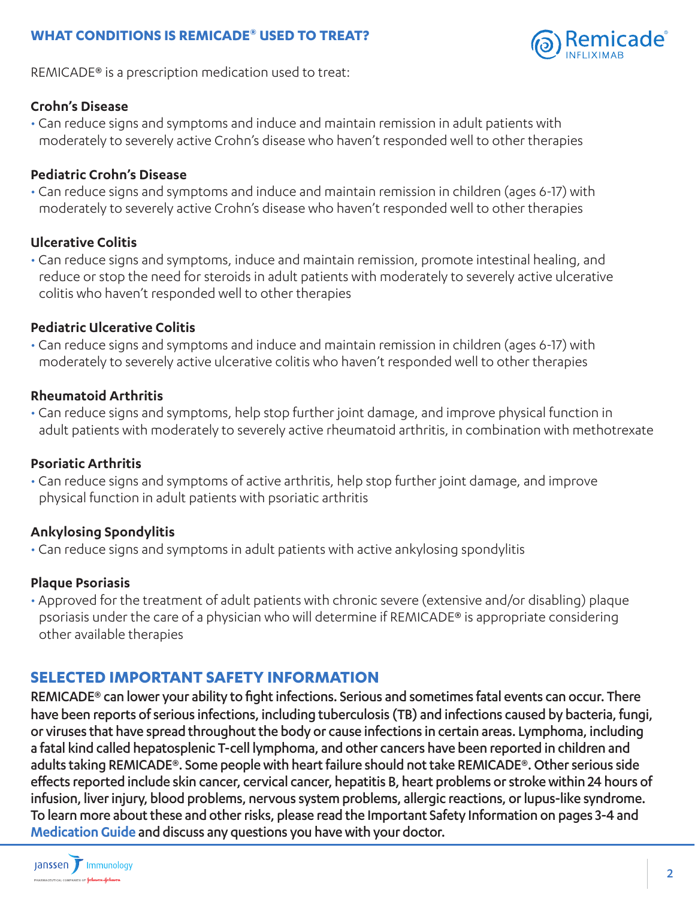## WHAT CONDITIONS IS REMICADE® USED TO TREAT?

REMICADE® is a prescription medication used to treat:

**Crohn's Disease**

- Can reduce signs and symptoms and induce and maintain remission in adult patients with moderately to severely active Crohn's disease who haven't responded well to other therapies

**Pediatric Crohn's Disease**

- Can reduce signs and symptoms and induce and maintain remission in children (ages 6-17) with moderately to severely active Crohn's disease who haven't responded well to other therapies

**Ulcerative Colitis**

- Can reduce signs and symptoms, induce and maintain remission, promote intestinal healing, and reduce or stop the need for steroids in adult patients with moderately to severely active ulcerative colitis who haven't responded well to other therapies

**Pediatric Ulcerative Colitis**

- Can reduce signs and symptoms and induce and maintain remission in children (ages 6-17) with moderately to severely active ulcerative colitis who haven't responded well to other therapies

**Rheumatoid Arthritis**

- Can reduce signs and symptoms, help stop further joint damage, and improve physical function in adult patients with moderately to severely active rheumatoid arthritis, in combination with methotrexate

**Psoriatic Arthritis**

- Can reduce signs and symptoms of active arthritis, help stop further joint damage, and improve physical function in adult patients with psoriatic arthritis

**Ankylosing Spondylitis**

- Can reduce signs and symptoms in adult patients with active ankylosing spondylitis

**Plaque Psoriasis**

- Approved for the treatment of adult patients with chronic severe (extensive and/or disabling) plaque psoriasis under the care of a physician who will determine if REMICADE® is appropriate considering other available therapies

## SELECTED IMPORTANT SAFETY INFORMATION

**REMICADE® can lower your ability to fight infections. Serious and sometimes fatal events can occur. There have been reports of serious infections, including tuberculosis (TB) and infections caused by bacteria, fungi, or viruses that have spread throughout the body or cause infections in certain areas. Lymphoma, including a fatal kind called hepatosplenic T-cell lymphoma, and other cancers have been reported in children and adults taking REMICADE®. Some people with heart failure should not take REMICADE®. Other serious side effects reported include skin cancer, cervical cancer, hepatitis B, heart problems or stroke within 24 hours of infusion, liver injury, blood problems, nervous system problems, allergic reactions, or lupus-like syndrome. To learn more about these and other risks, please read the Important Safety Information on pages 3-4 and Medication Guide and discuss any questions you have with your doctor.**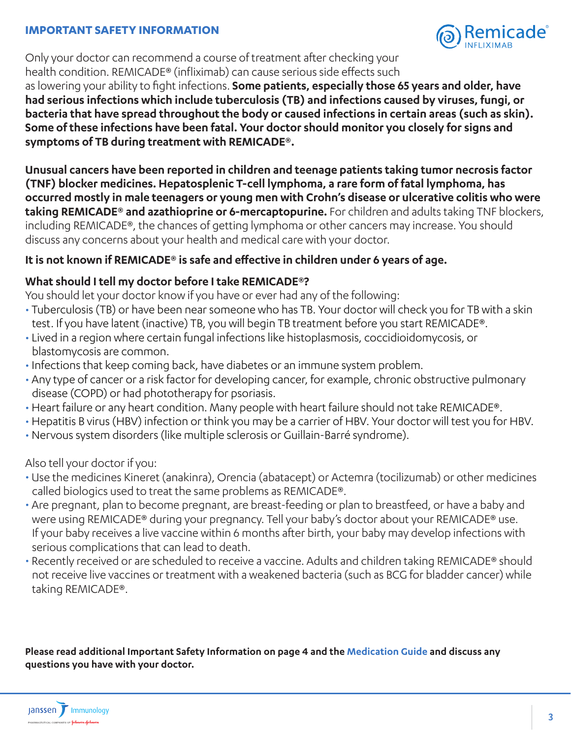## IMPORTANT SAFETY INFORMATION

Only your doctor can recommend a course of treatment after checking your health condition. REMICADE® (infliximab) can cause serious side effects such as lowering your ability to fight infections. **Some patients, especially those 65 years and older, have had serious infections which include tuberculosis (TB) and infections caused by viruses, fungi, or bacteria that have spread throughout the body or caused infections in certain areas (such as skin). Some of these infections have been fatal. Your doctor should monitor you closely for signs and symptoms of TB during treatment with REMICADE®.**

**Unusual cancers have been reported in children and teenage patients taking tumor necrosis factor (TNF) blocker medicines. Hepatosplenic T-cell lymphoma, a rare form of fatal lymphoma, has occurred mostly in male teenagers or young men with Crohn's disease or ulcerative colitis who were taking REMICADE® and azathioprine or 6-mercaptopurine.** For children and adults taking TNF blockers, including REMICADE®, the chances of getting lymphoma or other cancers may increase. You should discuss any concerns about your health and medical care with your doctor.

**It is not known if REMICADE® is safe and effective in children under 6 years of age.**

### What should I tell my doctor before I take REMICADE®?

You should let your doctor know if you have or ever had any of the following:

- Tuberculosis (TB) or have been near someone who has TB. Your doctor will check you for TB with a skin test. If you have latent (inactive) TB, you will begin TB treatment before you start REMICADE®.
- Lived in a region where certain fungal infections like histoplasmosis, coccidioidomycosis, or blastomycosis are common.
- Infections that keep coming back, have diabetes or an immune system problem.
- Any type of cancer or a risk factor for developing cancer, for example, chronic obstructive pulmonary disease (COPD) or had phototherapy for psoriasis.
- Heart failure or any heart condition. Many people with heart failure should not take REMICADE®.
- Hepatitis B virus (HBV) infection or think you may be a carrier of HBV. Your doctor will test you for HBV.
- Nervous system disorders (like multiple sclerosis or Guillain-Barré syndrome).

Also tell your doctor if you:

- Use the medicines Kineret (anakinra), Orencia (abatacept) or Actemra (tocilizumab) or other medicines called biologics used to treat the same problems as REMICADE®.
- Are pregnant, plan to become pregnant, are breast-feeding or plan to breastfeed, or have a baby and were using REMICADE® during your pregnancy. Tell your baby's doctor about your REMICADE® use. If your baby receives a live vaccine within 6 months after birth, your baby may develop infections with serious complications that can lead to death.
- Recently received or are scheduled to receive a vaccine. Adults and children taking REMICADE® should not receive live vaccines or treatment with a weakened bacteria (such as BCG for bladder cancer) while taking REMICADE®.

**Please read additional Important Safety Information on page 4 and the Medication Guide and discuss any questions you have with your doctor.**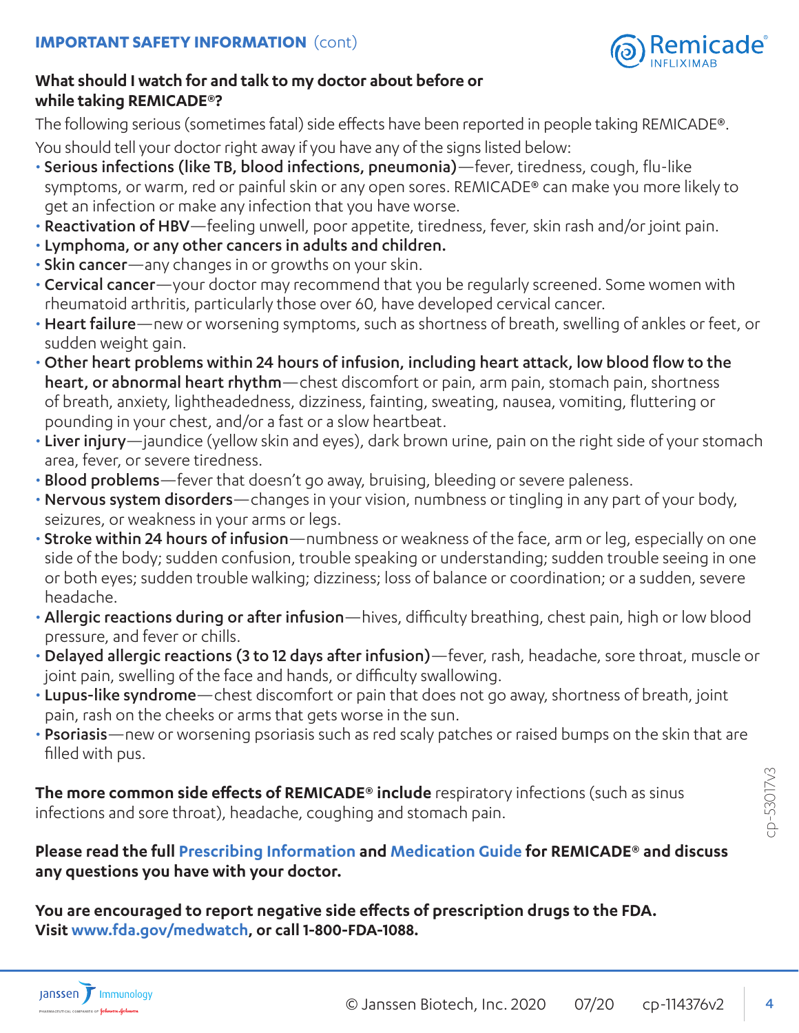**IMPORTANT SAFETY INFORMATION** (cont)

**What should I watch for and talk to my doctor about before or while taking REMICADE®?**

The following serious (sometimes fatal) side effects have been reported in people taking REMICADE®. You should tell your doctor right away if you have any of the signs listed below:

- **Serious infections (like TB, blood infections, pneumonia)**—fever, tiredness, cough, flu-like symptoms, or warm, red or painful skin or any open sores. REMICADE® can make you more likely to get an infection or make any infection that you have worse.
- **Reactivation of HBV**—feeling unwell, poor appetite, tiredness, fever, skin rash and/or joint pain.
- **Lymphoma, or any other cancers in adults and children.**
- **Skin cancer**—any changes in or growths on your skin.
- **Cervical cancer**—your doctor may recommend that you be regularly screened. Some women with rheumatoid arthritis, particularly those over 60, have developed cervical cancer.
- **Heart failure**—new or worsening symptoms, such as shortness of breath, swelling of ankles or feet, or sudden weight gain.
- **Other heart problems within 24 hours of infusion, including heart attack, low blood flow to the heart, or abnormal heart rhythm**—chest discomfort or pain, arm pain, stomach pain, shortness of breath, anxiety, lightheadedness, dizziness, fainting, sweating, nausea, vomiting, fluttering or pounding in your chest, and/or a fast or a slow heartbeat.
- **Liver injury**—jaundice (yellow skin and eyes), dark brown urine, pain on the right side of your stomach area, fever, or severe tiredness.
- **Blood problems**—fever that doesn't go away, bruising, bleeding or severe paleness.
- **Nervous system disorders**—changes in your vision, numbness or tingling in any part of your body, seizures, or weakness in your arms or legs.
- **Stroke within 24 hours of infusion**—numbness or weakness of the face, arm or leg, especially on one side of the body; sudden confusion, trouble speaking or understanding; sudden trouble seeing in one or both eyes; sudden trouble walking; dizziness; loss of balance or coordination; or a sudden, severe headache.
- **Allergic reactions during or after infusion**—hives, difficulty breathing, chest pain, high or low blood pressure, and fever or chills.
- **Delayed allergic reactions (3 to 12 days after infusion)**—fever, rash, headache, sore throat, muscle or joint pain, swelling of the face and hands, or difficulty swallowing.
- **Lupus-like syndrome**—chest discomfort or pain that does not go away, shortness of breath, joint pain, rash on the cheeks or arms that gets worse in the sun.
- **Psoriasis**—new or worsening psoriasis such as red scaly patches or raised bumps on the skin that are filled with pus.

**The more common side effects of REMICADE® include** respiratory infections (such as sinus infections and sore throat), headache, coughing and stomach pain.

**Please read the full Prescribing Information and Medication Guide for REMICADE® and discuss any questions you have with your doctor.**

**You are encouraged to report negative side effects of prescription drugs to the FDA. Visit www.fda.gov/medwatch, or call 1-800-FDA-1088.**

cp-53017v3

© Janssen Biotech, Inc. 2020 07/20 cp-114376v2